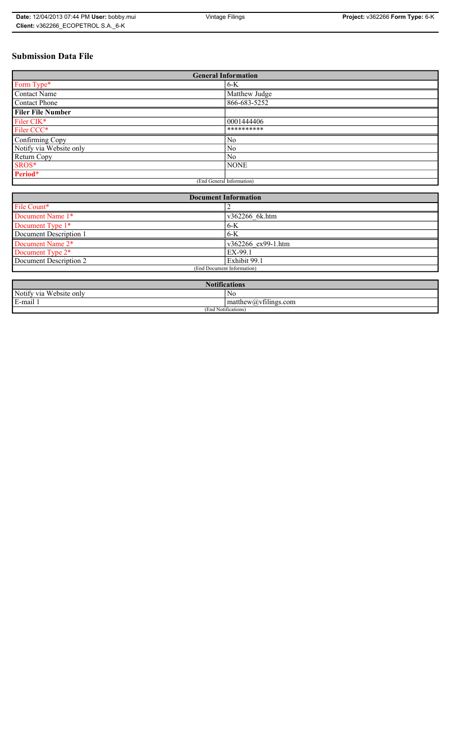# Submission Data File

| General Information | |
|---|---|
| Form Type* | 6-K |
| Contact Name | Matthew Judge |
| Contact Phone | 866-683-5252 |
| **Filer File Number** | |
| Filer CIK* | 0001444406 |
| Filer CCC* | ********** |
| Confirming Copy | No |
| Notify via Website only | No |
| Return Copy | No |
| SROS* | NONE |
| **Period*** | |
| (End General Information) | |

| Document Information | |
|---|---|
| File Count* | 2 |
| Document Name 1* | v362266_6k.htm |
| Document Type 1* | 6-K |
| Document Description 1 | 6-K |
| Document Name 2* | v362266_ex99-1.htm |
| Document Type 2* | EX-99.1 |
| Document Description 2 | Exhibit 99.1 |
| (End Document Information) | |

| Notifications | |
|---|---|
| Notify via Website only | No |
| E-mail 1 | matthew@vfilings.com |
| (End Notifications) | |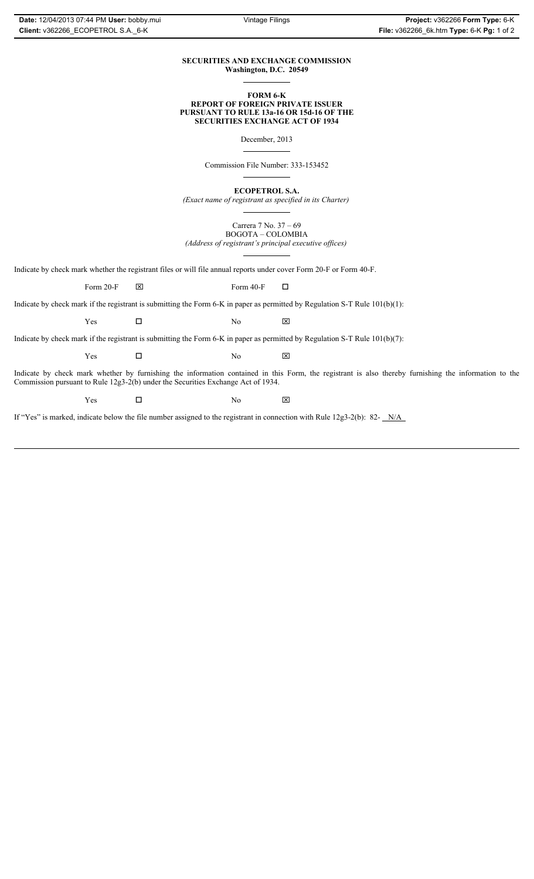**SECURITIES AND EXCHANGE COMMISSION**
**Washington, D.C. 20549**

**FORM 6-K**
**REPORT OF FOREIGN PRIVATE ISSUER**
**PURSUANT TO RULE 13a-16 OR 15d-16 OF THE**
**SECURITIES EXCHANGE ACT OF 1934**

December, 2013

Commission File Number: 333-153452

**ECOPETROL S.A.**
*(Exact name of registrant as specified in its Charter)*

Carrera 7 No. 37 – 69
BOGOTA – COLOMBIA
*(Address of registrant's principal executive offices)*

Indicate by check mark whether the registrant files or will file annual reports under cover Form 20-F or Form 40-F.

Form 20-F ☒ Form 40-F ☐

Indicate by check mark if the registrant is submitting the Form 6-K in paper as permitted by Regulation S-T Rule 101(b)(1):

Yes ☐ No ☒

Indicate by check mark if the registrant is submitting the Form 6-K in paper as permitted by Regulation S-T Rule 101(b)(7):

Yes ☐ No ☒

Indicate by check mark whether by furnishing the information contained in this Form, the registrant is also thereby furnishing the information to the Commission pursuant to Rule 12g3-2(b) under the Securities Exchange Act of 1934.

Yes ☐ No ☒

If "Yes" is marked, indicate below the file number assigned to the registrant in connection with Rule 12g3-2(b): 82- N/A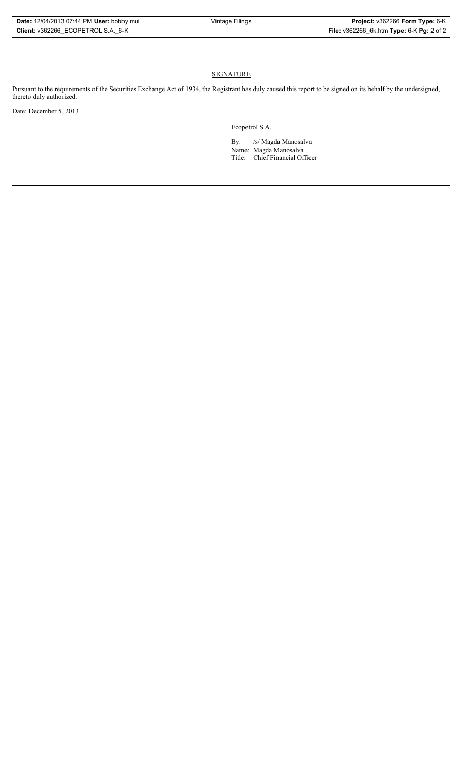## SIGNATURE

Pursuant to the requirements of the Securities Exchange Act of 1934, the Registrant has duly caused this report to be signed on its behalf by the undersigned, thereto duly authorized.

Date: December 5, 2013

Ecopetrol S.A.

By: /s/ Magda Manosalva

Name: Magda Manosalva

Title: Chief Financial Officer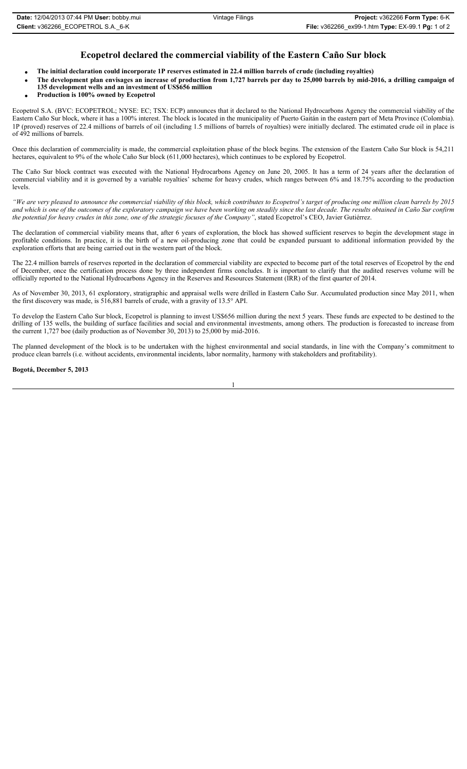# Ecopetrol declared the commercial viability of the Eastern Caño Sur block

- **The initial declaration could incorporate 1P reserves estimated in 22.4 million barrels of crude (including royalties)**
- **The development plan envisages an increase of production from 1,727 barrels per day to 25,000 barrels by mid-2016, a drilling campaign of 135 development wells and an investment of US$656 million**
- **Production is 100% owned by Ecopetrol**

Ecopetrol S.A. (BVC: ECOPETROL; NYSE: EC; TSX: ECP) announces that it declared to the National Hydrocarbons Agency the commercial viability of the Eastern Caño Sur block, where it has a 100% interest. The block is located in the municipality of Puerto Gaitán in the eastern part of Meta Province (Colombia). 1P (proved) reserves of 22.4 millions of barrels of oil (including 1.5 millions of barrels of royalties) were initially declared. The estimated crude oil in place is of 492 millions of barrels.

Once this declaration of commerciality is made, the commercial exploitation phase of the block begins. The extension of the Eastern Caño Sur block is 54,211 hectares, equivalent to 9% of the whole Caño Sur block (611,000 hectares), which continues to be explored by Ecopetrol.

The Caño Sur block contract was executed with the National Hydrocarbons Agency on June 20, 2005. It has a term of 24 years after the declaration of commercial viability and it is governed by a variable royalties' scheme for heavy crudes, which ranges between 6% and 18.75% according to the production levels.

*"We are very pleased to announce the commercial viability of this block, which contributes to Ecopetrol's target of producing one million clean barrels by 2015 and which is one of the outcomes of the exploratory campaign we have been working on steadily since the last decade. The results obtained in Caño Sur confirm the potential for heavy crudes in this zone, one of the strategic focuses of the Company"*, stated Ecopetrol's CEO, Javier Gutiérrez.

The declaration of commercial viability means that, after 6 years of exploration, the block has showed sufficient reserves to begin the development stage in profitable conditions. In practice, it is the birth of a new oil-producing zone that could be expanded pursuant to additional information provided by the exploration efforts that are being carried out in the western part of the block.

The 22.4 million barrels of reserves reported in the declaration of commercial viability are expected to become part of the total reserves of Ecopetrol by the end of December, once the certification process done by three independent firms concludes. It is important to clarify that the audited reserves volume will be officially reported to the National Hydrocarbons Agency in the Reserves and Resources Statement (IRR) of the first quarter of 2014.

As of November 30, 2013, 61 exploratory, stratigraphic and appraisal wells were drilled in Eastern Caño Sur. Accumulated production since May 2011, when the first discovery was made, is 516,881 barrels of crude, with a gravity of 13.5° API.

To develop the Eastern Caño Sur block, Ecopetrol is planning to invest US$656 million during the next 5 years. These funds are expected to be destined to the drilling of 135 wells, the building of surface facilities and social and environmental investments, among others. The production is forecasted to increase from the current 1,727 boe (daily production as of November 30, 2013) to 25,000 by mid-2016.

The planned development of the block is to be undertaken with the highest environmental and social standards, in line with the Company's commitment to produce clean barrels (i.e. without accidents, environmental incidents, labor normality, harmony with stakeholders and profitability).

**Bogotá, December 5, 2013**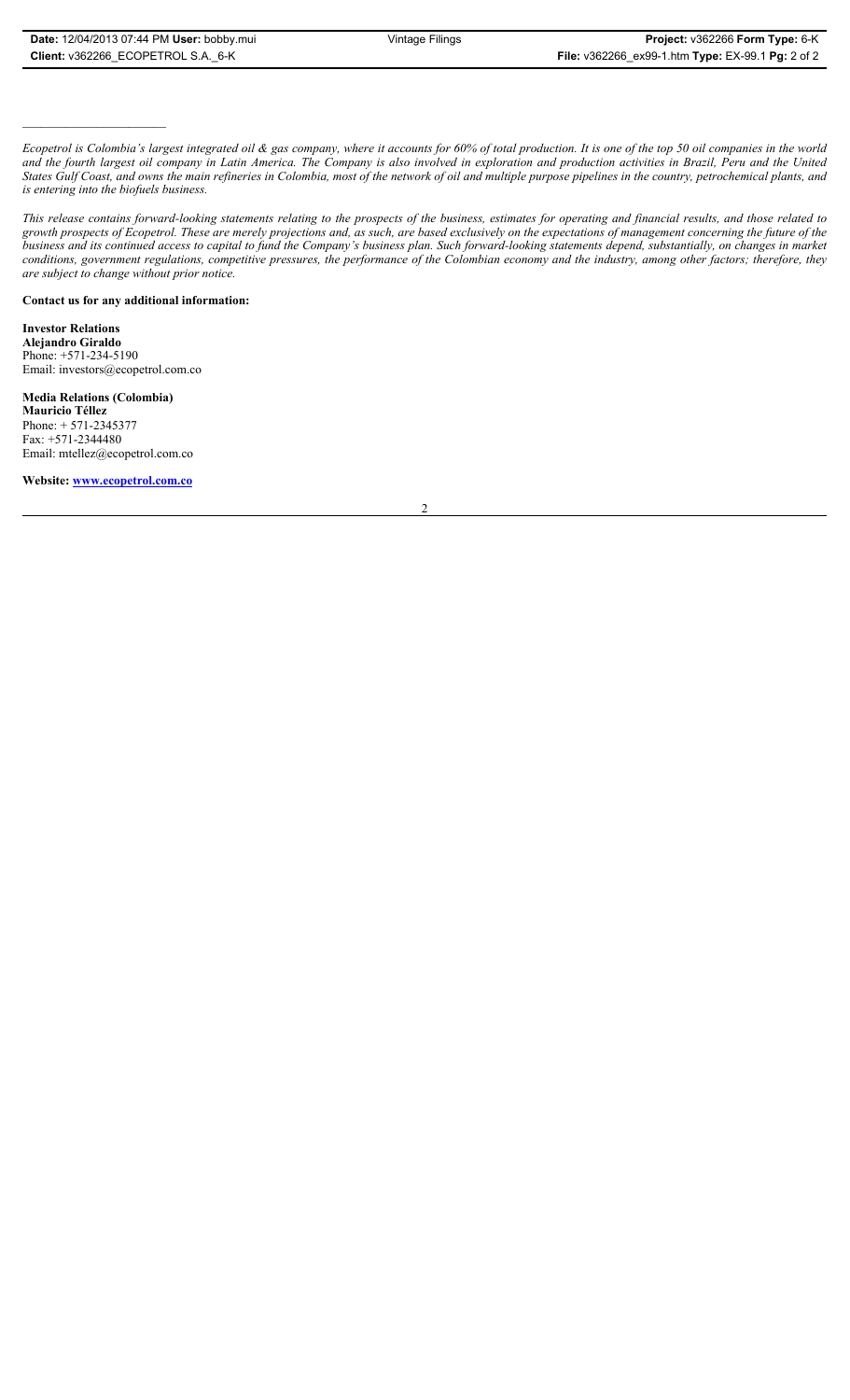---

*Ecopetrol is Colombia's largest integrated oil & gas company, where it accounts for 60% of total production. It is one of the top 50 oil companies in the world and the fourth largest oil company in Latin America. The Company is also involved in exploration and production activities in Brazil, Peru and the United States Gulf Coast, and owns the main refineries in Colombia, most of the network of oil and multiple purpose pipelines in the country, petrochemical plants, and is entering into the biofuels business.*

*This release contains forward-looking statements relating to the prospects of the business, estimates for operating and financial results, and those related to growth prospects of Ecopetrol. These are merely projections and, as such, are based exclusively on the expectations of management concerning the future of the business and its continued access to capital to fund the Company's business plan. Such forward-looking statements depend, substantially, on changes in market conditions, government regulations, competitive pressures, the performance of the Colombian economy and the industry, among other factors; therefore, they are subject to change without prior notice.*

**Contact us for any additional information:**

**Investor Relations**
**Alejandro Giraldo**
Phone: +571-234-5190
Email: investors@ecopetrol.com.co

**Media Relations (Colombia)**
**Mauricio Téllez**
Phone: + 571-2345377
Fax: +571-2344480
Email: mtellez@ecopetrol.com.co

**Website: www.ecopetrol.com.co**